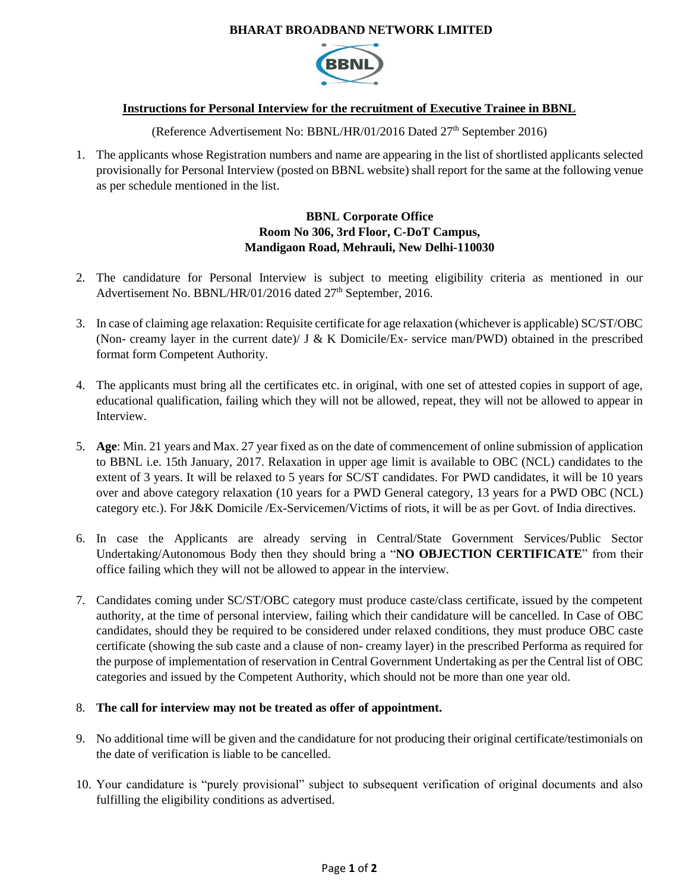# BHARAT BROADBAND NETWORK LIMITED

## Instructions for Personal Interview for the recruitment of Executive Trainee in BBNL

(Reference Advertisement No: BBNL/HR/01/2016 Dated 27th September 2016)

1. The applicants whose Registration numbers and name are appearing in the list of shortlisted applicants selected provisionally for Personal Interview (posted on BBNL website) shall report for the same at the following venue as per schedule mentioned in the list.

   **BBNL Corporate Office**
   **Room No 306, 3rd Floor, C-DoT Campus,**
   **Mandigaon Road, Mehrauli, New Delhi-110030**

2. The candidature for Personal Interview is subject to meeting eligibility criteria as mentioned in our Advertisement No. BBNL/HR/01/2016 dated 27th September, 2016.

3. In case of claiming age relaxation: Requisite certificate for age relaxation (whichever is applicable) SC/ST/OBC (Non- creamy layer in the current date)/ J & K Domicile/Ex- service man/PWD) obtained in the prescribed format form Competent Authority.

4. The applicants must bring all the certificates etc. in original, with one set of attested copies in support of age, educational qualification, failing which they will not be allowed, repeat, they will not be allowed to appear in Interview.

5. **Age**: Min. 21 years and Max. 27 year fixed as on the date of commencement of online submission of application to BBNL i.e. 15th January, 2017. Relaxation in upper age limit is available to OBC (NCL) candidates to the extent of 3 years. It will be relaxed to 5 years for SC/ST candidates. For PWD candidates, it will be 10 years over and above category relaxation (10 years for a PWD General category, 13 years for a PWD OBC (NCL) category etc.). For J&K Domicile /Ex-Servicemen/Victims of riots, it will be as per Govt. of India directives.

6. In case the Applicants are already serving in Central/State Government Services/Public Sector Undertaking/Autonomous Body then they should bring a "**NO OBJECTION CERTIFICATE**" from their office failing which they will not be allowed to appear in the interview.

7. Candidates coming under SC/ST/OBC category must produce caste/class certificate, issued by the competent authority, at the time of personal interview, failing which their candidature will be cancelled. In Case of OBC candidates, should they be required to be considered under relaxed conditions, they must produce OBC caste certificate (showing the sub caste and a clause of non- creamy layer) in the prescribed Performa as required for the purpose of implementation of reservation in Central Government Undertaking as per the Central list of OBC categories and issued by the Competent Authority, which should not be more than one year old.

8. **The call for interview may not be treated as offer of appointment.**

9. No additional time will be given and the candidature for not producing their original certificate/testimonials on the date of verification is liable to be cancelled.

10. Your candidature is "purely provisional" subject to subsequent verification of original documents and also fulfilling the eligibility conditions as advertised.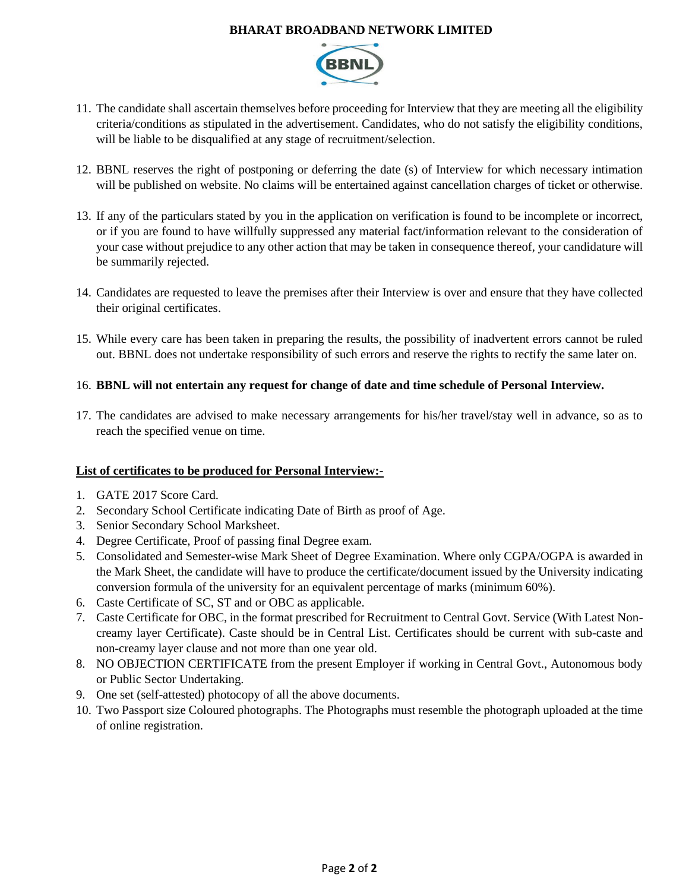11. The candidate shall ascertain themselves before proceeding for Interview that they are meeting all the eligibility criteria/conditions as stipulated in the advertisement. Candidates, who do not satisfy the eligibility conditions, will be liable to be disqualified at any stage of recruitment/selection.

12. BBNL reserves the right of postponing or deferring the date (s) of Interview for which necessary intimation will be published on website. No claims will be entertained against cancellation charges of ticket or otherwise.

13. If any of the particulars stated by you in the application on verification is found to be incomplete or incorrect, or if you are found to have willfully suppressed any material fact/information relevant to the consideration of your case without prejudice to any other action that may be taken in consequence thereof, your candidature will be summarily rejected.

14. Candidates are requested to leave the premises after their Interview is over and ensure that they have collected their original certificates.

15. While every care has been taken in preparing the results, the possibility of inadvertent errors cannot be ruled out. BBNL does not undertake responsibility of such errors and reserve the rights to rectify the same later on.

16. **BBNL will not entertain any request for change of date and time schedule of Personal Interview.**

17. The candidates are advised to make necessary arrangements for his/her travel/stay well in advance, so as to reach the specified venue on time.

**List of certificates to be produced for Personal Interview:-**

1. GATE 2017 Score Card.
2. Secondary School Certificate indicating Date of Birth as proof of Age.
3. Senior Secondary School Marksheet.
4. Degree Certificate, Proof of passing final Degree exam.
5. Consolidated and Semester-wise Mark Sheet of Degree Examination. Where only CGPA/OGPA is awarded in the Mark Sheet, the candidate will have to produce the certificate/document issued by the University indicating conversion formula of the university for an equivalent percentage of marks (minimum 60%).
6. Caste Certificate of SC, ST and or OBC as applicable.
7. Caste Certificate for OBC, in the format prescribed for Recruitment to Central Govt. Service (With Latest Non-creamy layer Certificate). Caste should be in Central List. Certificates should be current with sub-caste and non-creamy layer clause and not more than one year old.
8. NO OBJECTION CERTIFICATE from the present Employer if working in Central Govt., Autonomous body or Public Sector Undertaking.
9. One set (self-attested) photocopy of all the above documents.
10. Two Passport size Coloured photographs. The Photographs must resemble the photograph uploaded at the time of online registration.